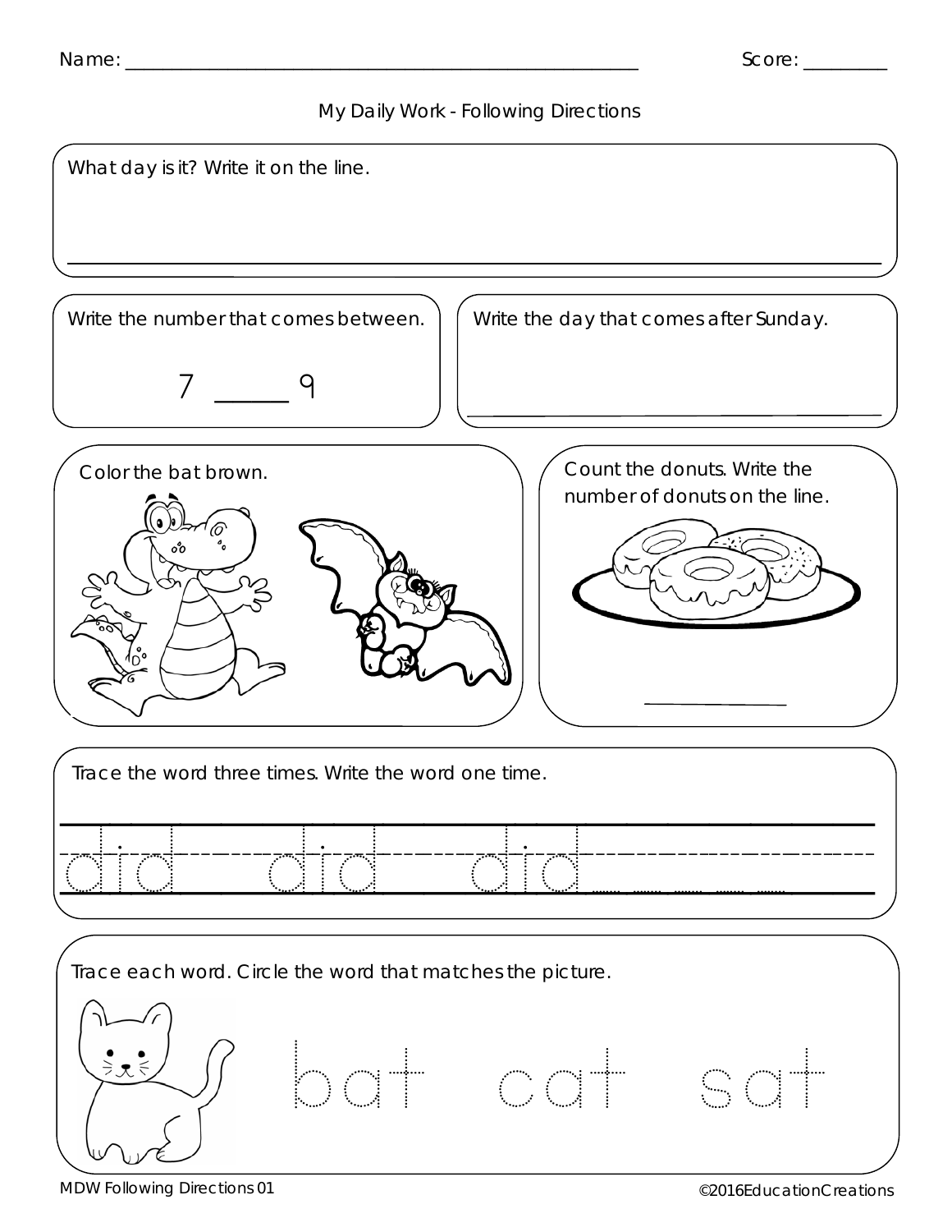Name: ______________________________ Score: ________

# My Daily Work - Following Directions

What day is it? Write it on the line.

______________________________

Write the number that comes between.

7 _____ 9

Write the day that comes after Sunday.

______________________________

Color the bat brown.

Count the donuts. Write the number of donuts on the line.

__________

Trace the word three times. Write the word one time.

did did did __________

Trace each word. Circle the word that matches the picture.

bat cat sat

MDW Following Directions 01

©2016EducationCreations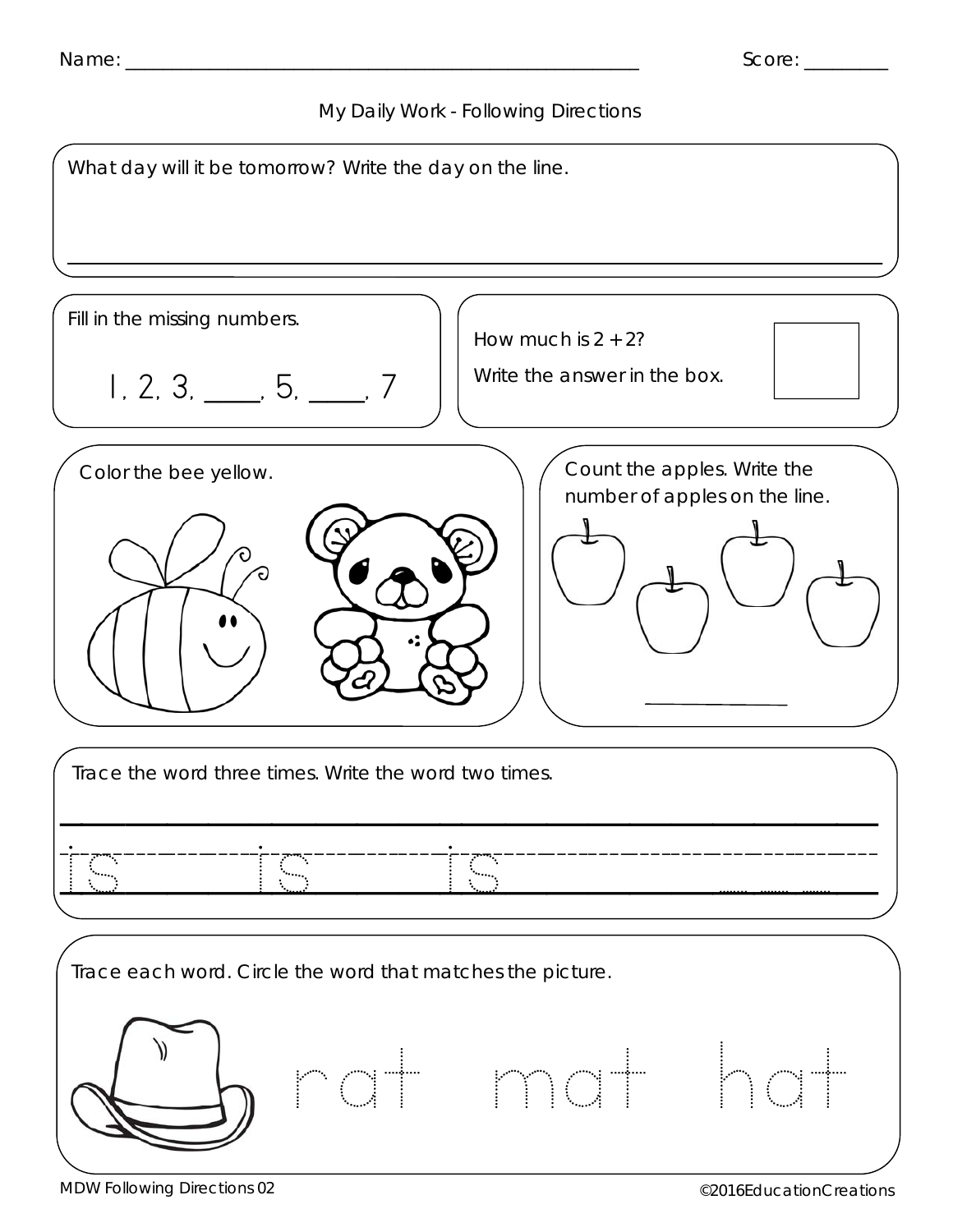Name: ____________________________________________________ Score: ________

## My Daily Work - Following Directions

What day will it be tomorrow? Write the day on the line.

_______________________________________________________________

Fill in the missing numbers.

1, 2, 3, ____, 5, ____, 7

How much is 2 + 2?

Write the answer in the box.

Color the bee yellow.

Count the apples. Write the number of apples on the line.

____________

Trace the word three times. Write the word two times.

is is is ____ ____

Trace each word. Circle the word that matches the picture.

rat mat hat

MDW Following Directions 02

©2016EducationCreations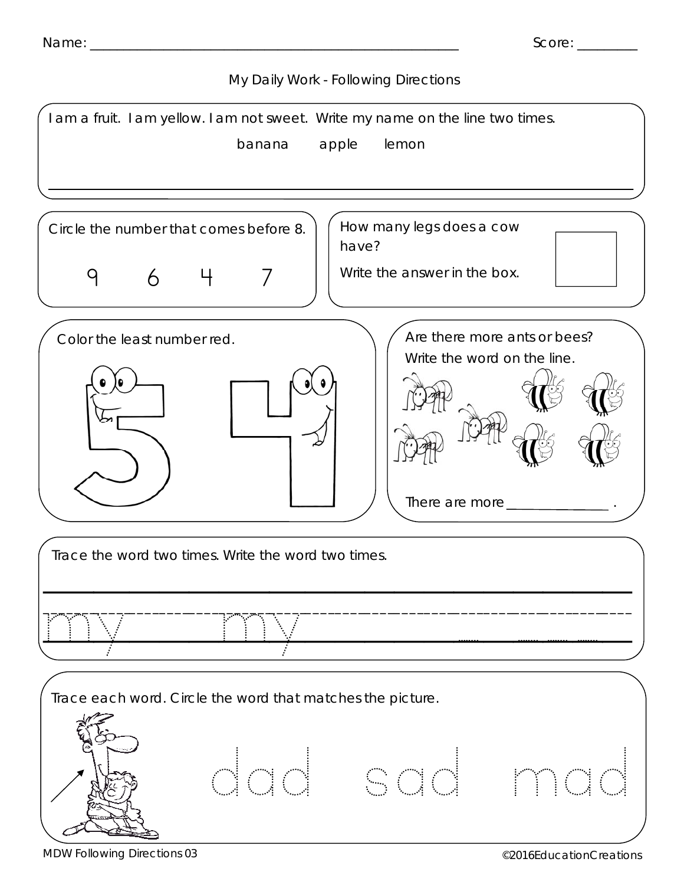Name: ____________________________________________ Score: ________

## My Daily Work - Following Directions

I am a fruit. I am yellow. I am not sweet. Write my name on the line two times.

banana apple lemon

_______________________________________________

Circle the number that comes before 8.

9 6 4 7

How many legs does a cow have?

Write the answer in the box.

Color the least number red.

5 4

Are there more ants or bees?

Write the word on the line.

There are more ______________ .

Trace the word two times. Write the word two times.

my my

Trace each word. Circle the word that matches the picture.

dad sad mad

MDW Following Directions 03 ©2016EducationCreations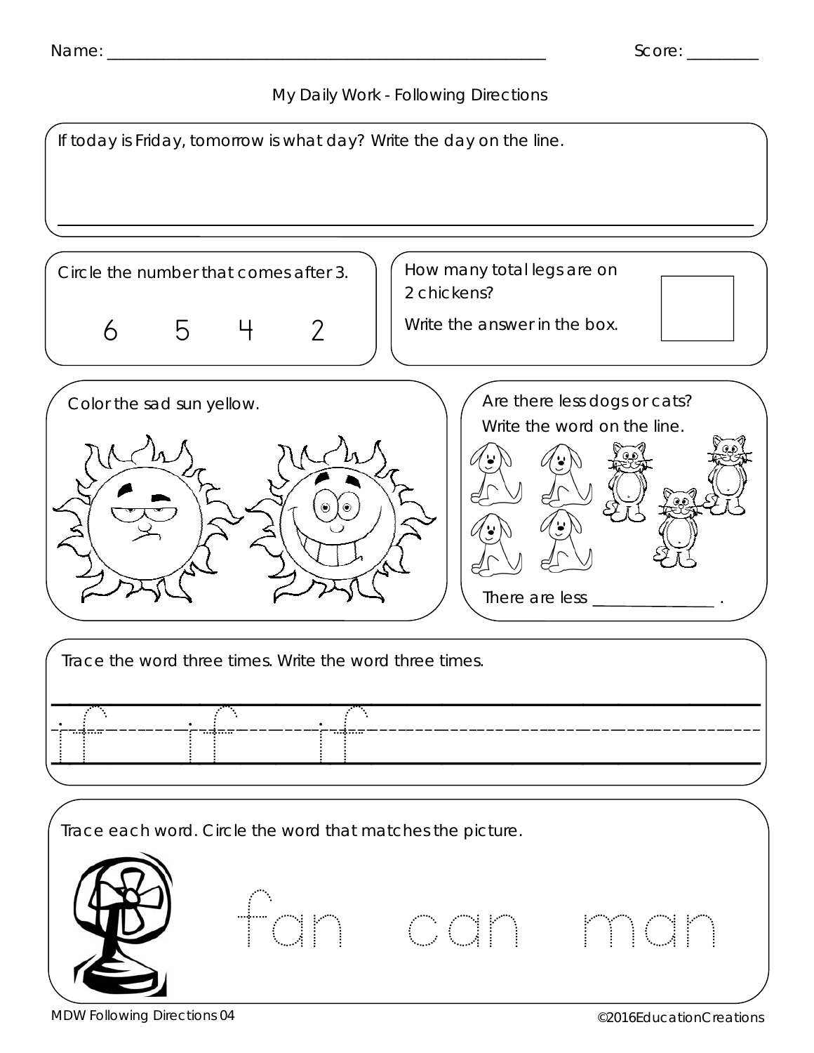Name: ______________________________________________ Score: ________

## My Daily Work - Following Directions

If today is Friday, tomorrow is what day? Write the day on the line.

___________________________________________

Circle the number that comes after 3.

6 5 4 2

How many total legs are on 2 chickens?

Write the answer in the box.

Color the sad sun yellow.

Are there less dogs or cats?

Write the word on the line.

There are less ______________ .

Trace the word three times. Write the word three times.

if if if

Trace each word. Circle the word that matches the picture.

fan can man

MDW Following Directions 04

©2016EducationCreations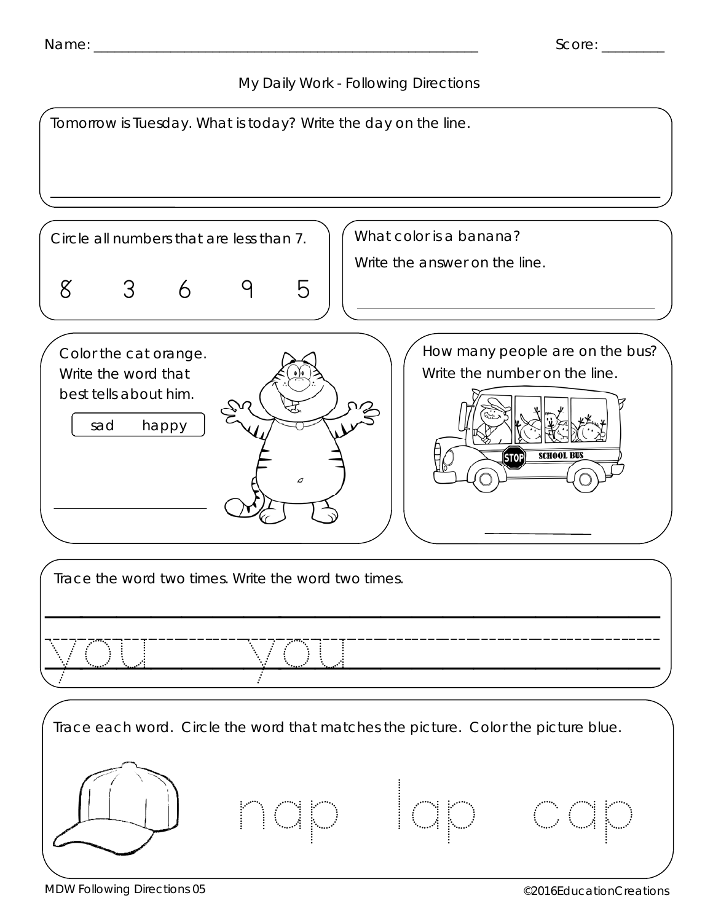Name: ____________________________________________ Score: ________

## My Daily Work - Following Directions

Tomorrow is Tuesday. What is today? Write the day on the line.

______________________________________________

Circle all numbers that are less than 7.

8 3 6 9 5

What color is a banana?

Write the answer on the line.

______________________________

Color the cat orange.
Write the word that best tells about him.

| sad | happy |
|---|---|

____________________

How many people are on the bus?
Write the number on the line.

STOP

SCHOOL BUS

__________

Trace the word two times. Write the word two times.

you you

______________________________________________

Trace each word. Circle the word that matches the picture. Color the picture blue.

nap lap cap